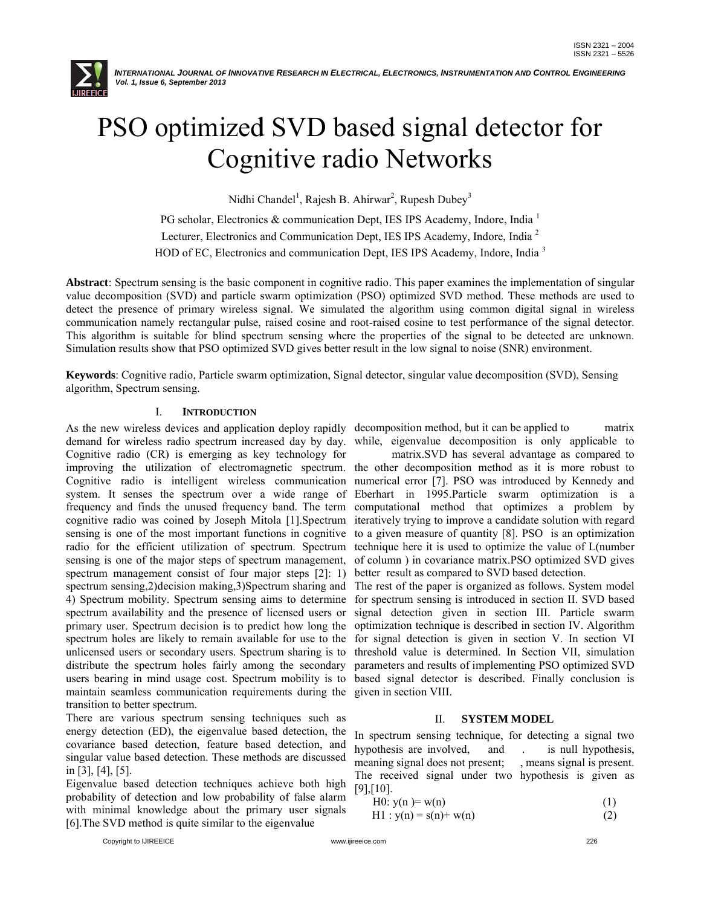# PSO optimized SVD based signal detector for Cognitive radio Networks

Nidhi Chandel[1], Rajesh B. Ahirwar[2], Rupesh Dubey[3]

PG scholar, Electronics & communication Dept, IES IPS Academy, Indore, India [1]

Lecturer, Electronics and Communication Dept, IES IPS Academy, Indore, India [2]

HOD of EC, Electronics and communication Dept, IES IPS Academy, Indore, India [3]

**Abstract**: Spectrum sensing is the basic component in cognitive radio. This paper examines the implementation of singular value decomposition (SVD) and particle swarm optimization (PSO) optimized SVD method. These methods are used to detect the presence of primary wireless signal. We simulated the algorithm using common digital signal in wireless communication namely rectangular pulse, raised cosine and root-raised cosine to test performance of the signal detector. This algorithm is suitable for blind spectrum sensing where the properties of the signal to be detected are unknown. Simulation results show that PSO optimized SVD gives better result in the low signal to noise (SNR) environment.

**Keywords**: Cognitive radio, Particle swarm optimization, Signal detector, singular value decomposition (SVD), Sensing algorithm, Spectrum sensing.

## I. INTRODUCTION

As the new wireless devices and application deploy rapidly demand for wireless radio spectrum increased day by day. Cognitive radio (CR) is emerging as key technology for improving the utilization of electromagnetic spectrum. Cognitive radio is intelligent wireless communication system. It senses the spectrum over a wide range of frequency and finds the unused frequency band. The term cognitive radio was coined by Joseph Mitola [1].Spectrum sensing is one of the most important functions in cognitive radio for the efficient utilization of spectrum. Spectrum sensing is one of the major steps of spectrum management, spectrum management consist of four major steps [2]: 1) spectrum sensing,2)decision making,3)Spectrum sharing and 4) Spectrum mobility. Spectrum sensing aims to determine spectrum availability and the presence of licensed users or primary user. Spectrum decision is to predict how long the spectrum holes are likely to remain available for use to the unlicensed users or secondary users. Spectrum sharing is to distribute the spectrum holes fairly among the secondary users bearing in mind usage cost. Spectrum mobility is to maintain seamless communication requirements during the transition to better spectrum.

There are various spectrum sensing techniques such as energy detection (ED), the eigenvalue based detection, the covariance based detection, feature based detection, and singular value based detection. These methods are discussed in [3], [4], [5].

Eigenvalue based detection techniques achieve both high probability of detection and low probability of false alarm with minimal knowledge about the primary user signals [6].The SVD method is quite similar to the eigenvalue decomposition method, but it can be applied to matrix while, eigenvalue decomposition is only applicable to matrix.SVD has several advantage as compared to the other decomposition method as it is more robust to numerical error [7]. PSO was introduced by Kennedy and Eberhart in 1995.Particle swarm optimization is a computational method that optimizes a problem by iteratively trying to improve a candidate solution with regard to a given measure of quantity [8]. PSO is an optimization technique here it is used to optimize the value of L(number of column ) in covariance matrix.PSO optimized SVD gives better result as compared to SVD based detection.

The rest of the paper is organized as follows. System model for spectrum sensing is introduced in section II. SVD based signal detection given in section III. Particle swarm optimization technique is described in section IV. Algorithm for signal detection is given in section V. In section VI threshold value is determined. In Section VII, simulation parameters and results of implementing PSO optimized SVD based signal detector is described. Finally conclusion is given in section VIII.

## II. SYSTEM MODEL

In spectrum sensing technique, for detecting a signal two hypothesis are involved, and . is null hypothesis, meaning signal does not present; , means signal is present. The received signal under two hypothesis is given as [9],[10].

$$H0: y(n) = w(n) \quad (1)$$

$$H1: y(n) = s(n) + w(n) \quad (2)$$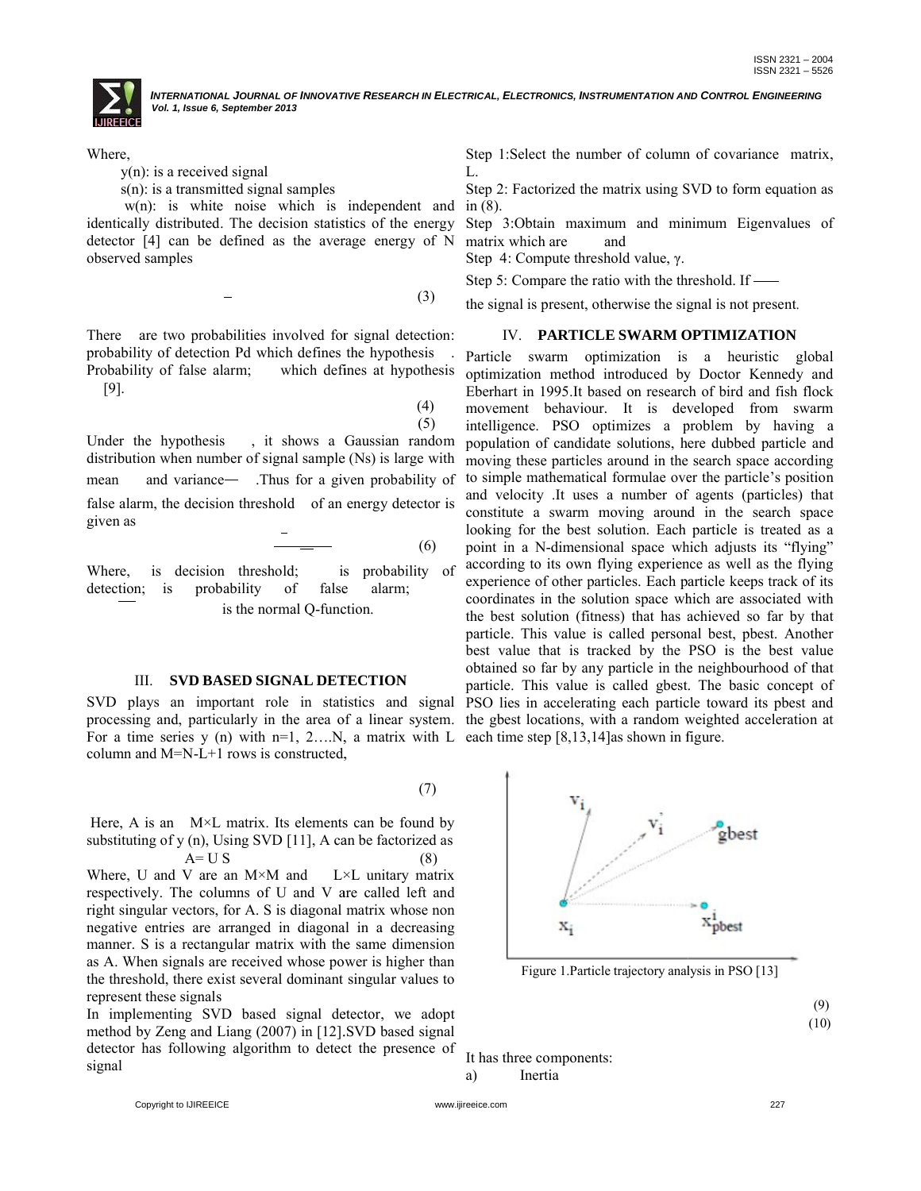Where,

y(n): is a received signal

s(n): is a transmitted signal samples

w(n): is white noise which is independent and identically distributed. The decision statistics of the energy detector [4] can be defined as the average energy of N observed samples

$$ – \quad (3)$$

There are two probabilities involved for signal detection: probability of detection Pd which defines the hypothesis . Probability of false alarm; which defines at hypothesis [9].

(4)

(5)

Under the hypothesis , it shows a Gaussian random distribution when number of signal sample (Ns) is large with mean and variance— .Thus for a given probability of false alarm, the decision threshold of an energy detector is given as

(6)

Where, is decision threshold; is probability of detection; is probability of false alarm; is the normal Q-function.

## III. SVD BASED SIGNAL DETECTION

SVD plays an important role in statistics and signal processing and, particularly in the area of a linear system. For a time series y (n) with n=1, 2….N, a matrix with L column and M=N-L+1 rows is constructed,

(7)

Here, A is an M×L matrix. Its elements can be found by substituting of y (n), Using SVD [11], A can be factorized as

$$A= U\ S \quad (8)$$

Where, U and V are an M×M and L×L unitary matrix respectively. The columns of U and V are called left and right singular vectors, for A. S is diagonal matrix whose non negative entries are arranged in diagonal in a decreasing manner. S is a rectangular matrix with the same dimension as A. When signals are received whose power is higher than the threshold, there exist several dominant singular values to represent these signals

In implementing SVD based signal detector, we adopt method by Zeng and Liang (2007) in [12].SVD based signal detector has following algorithm to detect the presence of signal

Step 1:Select the number of column of covariance matrix, L.

Step 2: Factorized the matrix using SVD to form equation as in (8).

Step 3:Obtain maximum and minimum Eigenvalues of matrix which are and

Step 4: Compute threshold value, γ.

Step 5: Compare the ratio with the threshold. If —— the signal is present, otherwise the signal is not present.

## IV. PARTICLE SWARM OPTIMIZATION

Particle swarm optimization is a heuristic global optimization method introduced by Doctor Kennedy and Eberhart in 1995.It based on research of bird and fish flock movement behaviour. It is developed from swarm intelligence. PSO optimizes a problem by having a population of candidate solutions, here dubbed particle and moving these particles around in the search space according to simple mathematical formulae over the particle's position and velocity .It uses a number of agents (particles) that constitute a swarm moving around in the search space looking for the best solution. Each particle is treated as a point in a N-dimensional space which adjusts its "flying" according to its own flying experience as well as the flying experience of other particles. Each particle keeps track of its coordinates in the solution space which are associated with the best solution (fitness) that has achieved so far by that particle. This value is called personal best, pbest. Another best value that is tracked by the PSO is the best value obtained so far by any particle in the neighbourhood of that particle. This value is called gbest. The basic concept of PSO lies in accelerating each particle toward its pbest and the gbest locations, with a random weighted acceleration at each time step [8,13,14]as shown in figure.

Figure 1.Particle trajectory analysis in PSO [13]

(9)

(10)

It has three components:

a) Inertia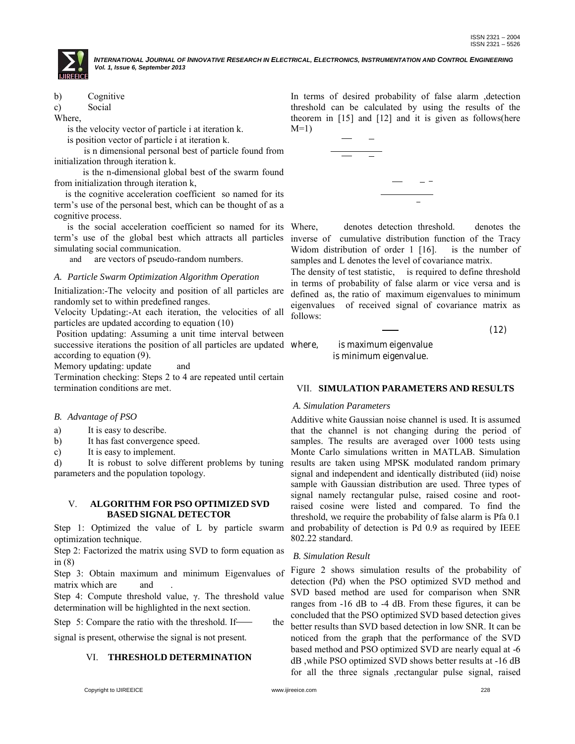b) Cognitive

c) Social

Where,

is the velocity vector of particle i at iteration k.

is position vector of particle i at iteration k.

is n dimensional personal best of particle found from initialization through iteration k.

is the n-dimensional global best of the swarm found from initialization through iteration k,

is the cognitive acceleration coefficient so named for its term's use of the personal best, which can be thought of as a cognitive process.

is the social acceleration coefficient so named for its term's use of the global best which attracts all particles simulating social communication.

and are vectors of pseudo-random numbers.

### *A. Particle Swarm Optimization Algorithm Operation*

Initialization:-The velocity and position of all particles are randomly set to within predefined ranges.

Velocity Updating:-At each iteration, the velocities of all particles are updated according to equation (10)

Position updating: Assuming a unit time interval between successive iterations the position of all particles are updated according to equation (9).

Memory updating: update and

Termination checking: Steps 2 to 4 are repeated until certain termination conditions are met.

### *B. Advantage of PSO*

a) It is easy to describe.

b) It has fast convergence speed.

c) It is easy to implement.

d) It is robust to solve different problems by tuning parameters and the population topology.

## V. ALGORITHM FOR PSO OPTIMIZED SVD BASED SIGNAL DETECTOR

Step 1: Optimized the value of L by particle swarm optimization technique.

Step 2: Factorized the matrix using SVD to form equation as in (8)

Step 3: Obtain maximum and minimum Eigenvalues of matrix which are and .

Step 4: Compute threshold value, γ. The threshold value determination will be highlighted in the next section.

Step 5: Compare the ratio with the threshold. If the signal is present, otherwise the signal is not present.

## VI. THRESHOLD DETERMINATION

In terms of desired probability of false alarm ,detection threshold can be calculated by using the results of the theorem in [15] and [12] and it is given as follows(here M=1)

Where, denotes detection threshold. denotes the inverse of cumulative distribution function of the Tracy Widom distribution of order 1 [16]. is the number of samples and L denotes the level of covariance matrix.

The density of test statistic, is required to define threshold in terms of probability of false alarm or vice versa and is defined as, the ratio of maximum eigenvalues to minimum eigenvalues of received signal of covariance matrix as follows:

(12)

where, is maximum eigenvalue
is minimum eigenvalue.

## VII. SIMULATION PARAMETERS AND RESULTS

### *A. Simulation Parameters*

Additive white Gaussian noise channel is used. It is assumed that the channel is not changing during the period of samples. The results are averaged over 1000 tests using Monte Carlo simulations written in MATLAB. Simulation results are taken using MPSK modulated random primary signal and independent and identically distributed (iid) noise sample with Gaussian distribution are used. Three types of signal namely rectangular pulse, raised cosine and root-raised cosine were listed and compared. To find the threshold, we require the probability of false alarm is Pfa 0.1 and probability of detection is Pd 0.9 as required by IEEE 802.22 standard.

### *B. Simulation Result*

Figure 2 shows simulation results of the probability of detection (Pd) when the PSO optimized SVD method and SVD based method are used for comparison when SNR ranges from -16 dB to -4 dB. From these figures, it can be concluded that the PSO optimized SVD based detection gives better results than SVD based detection in low SNR. It can be noticed from the graph that the performance of the SVD based method and PSO optimized SVD are nearly equal at -6 dB ,while PSO optimized SVD shows better results at -16 dB for all the three signals ,rectangular pulse signal, raised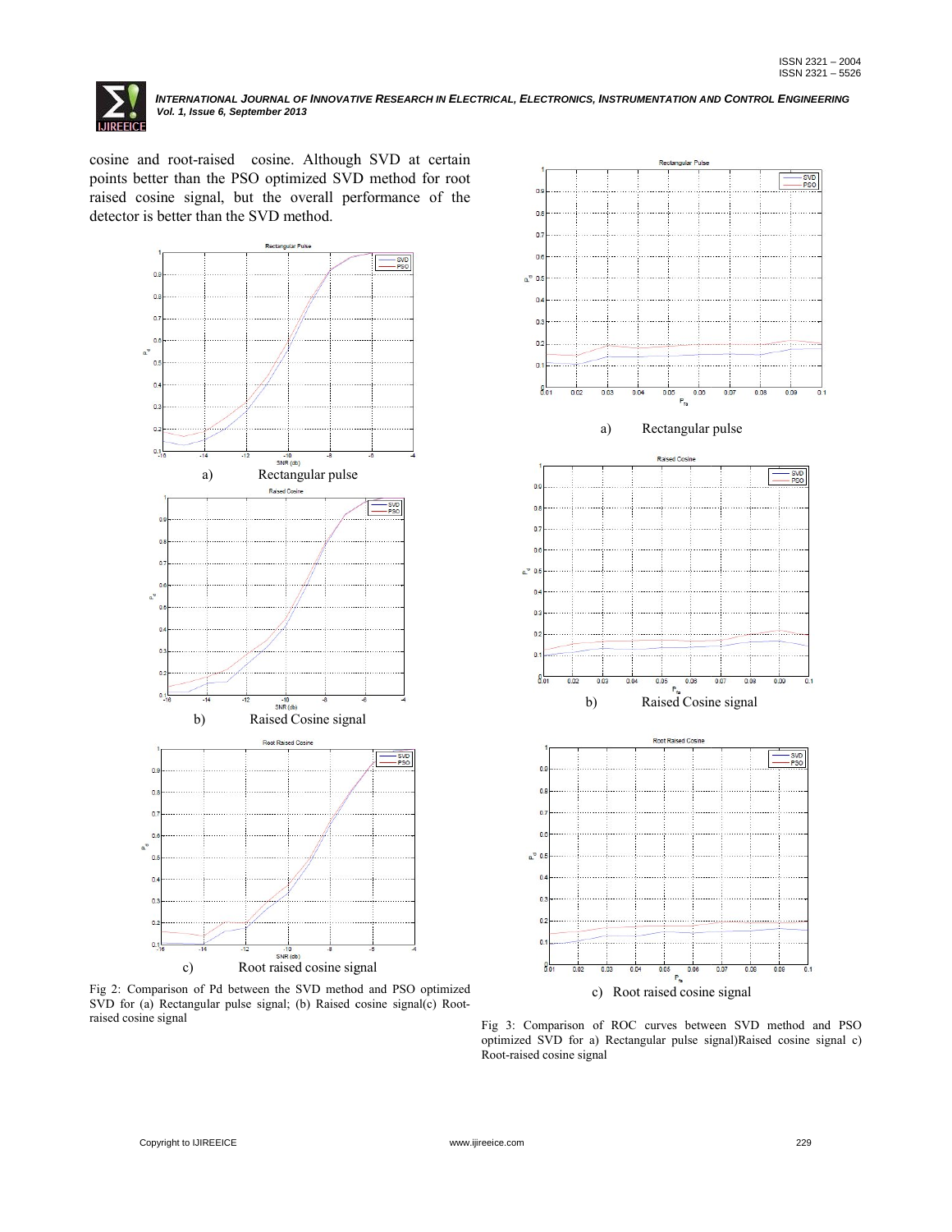cosine and root-raised cosine. Although SVD at certain points better than the PSO optimized SVD method for root raised cosine signal, but the overall performance of the detector is better than the SVD method.

a) Rectangular pulse

b) Raised Cosine signal

c) Root raised cosine signal

Fig 2: Comparison of Pd between the SVD method and PSO optimized SVD for (a) Rectangular pulse signal; (b) Raised cosine signal(c) Root-raised cosine signal

a) Rectangular pulse

b) Raised Cosine signal

c) Root raised cosine signal

Fig 3: Comparison of ROC curves between SVD method and PSO optimized SVD for a) Rectangular pulse signal)Raised cosine signal c) Root-raised cosine signal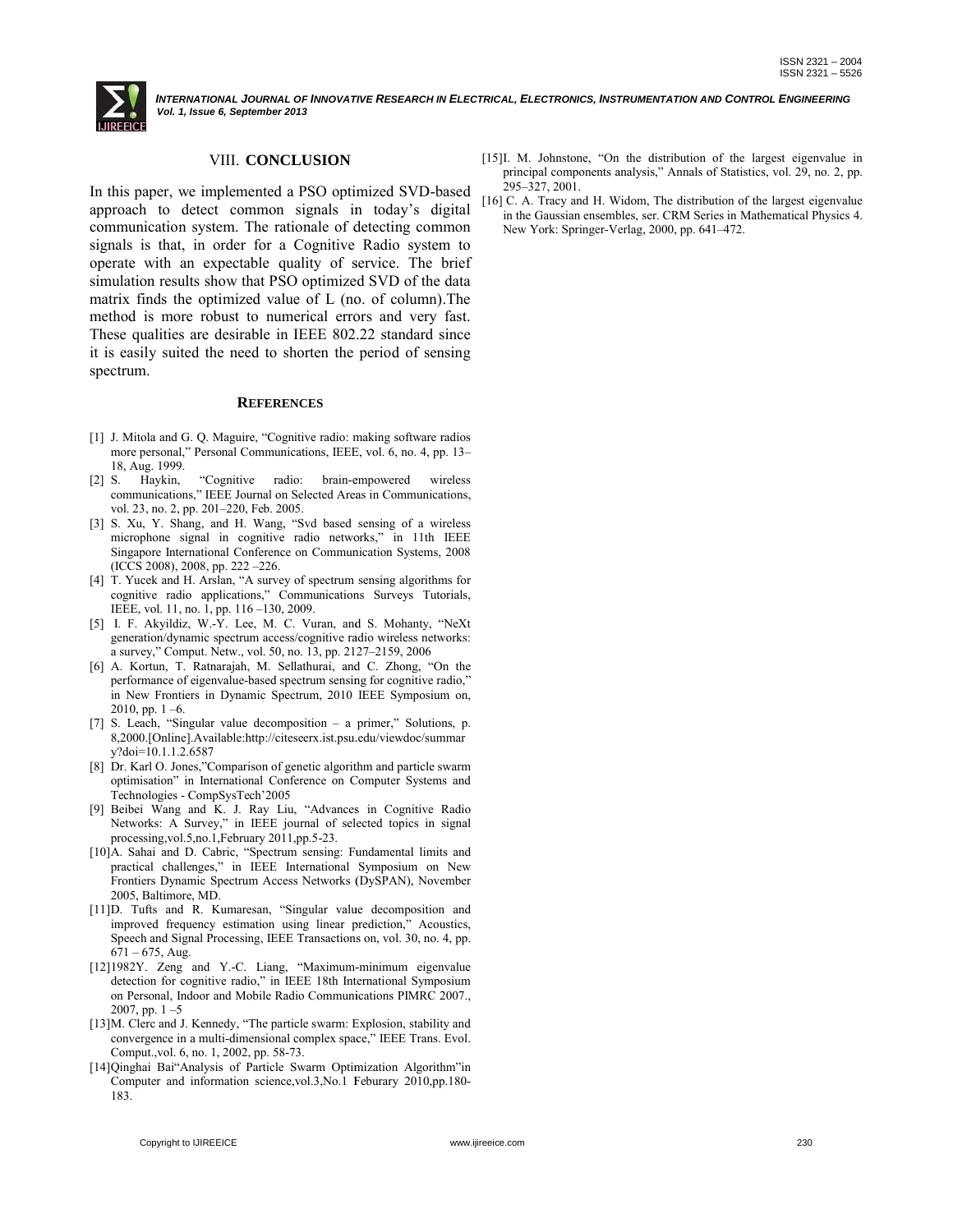## VIII. CONCLUSION

In this paper, we implemented a PSO optimized SVD-based approach to detect common signals in today's digital communication system. The rationale of detecting common signals is that, in order for a Cognitive Radio system to operate with an expectable quality of service. The brief simulation results show that PSO optimized SVD of the data matrix finds the optimized value of L (no. of column).The method is more robust to numerical errors and very fast. These qualities are desirable in IEEE 802.22 standard since it is easily suited the need to shorten the period of sensing spectrum.

## REFERENCES

[1] J. Mitola and G. Q. Maguire, "Cognitive radio: making software radios more personal," Personal Communications, IEEE, vol. 6, no. 4, pp. 13–18, Aug. 1999.

[2] S. Haykin, "Cognitive radio: brain-empowered wireless communications," IEEE Journal on Selected Areas in Communications, vol. 23, no. 2, pp. 201–220, Feb. 2005.

[3] S. Xu, Y. Shang, and H. Wang, "Svd based sensing of a wireless microphone signal in cognitive radio networks," in 11th IEEE Singapore International Conference on Communication Systems, 2008 (ICCS 2008), 2008, pp. 222 –226.

[4] T. Yucek and H. Arslan, "A survey of spectrum sensing algorithms for cognitive radio applications," Communications Surveys Tutorials, IEEE, vol. 11, no. 1, pp. 116 –130, 2009.

[5] I. F. Akyildiz, W.-Y. Lee, M. C. Vuran, and S. Mohanty, "NeXt generation/dynamic spectrum access/cognitive radio wireless networks: a survey," Comput. Netw., vol. 50, no. 13, pp. 2127–2159, 2006

[6] A. Kortun, T. Ratnarajah, M. Sellathurai, and C. Zhong, "On the performance of eigenvalue-based spectrum sensing for cognitive radio," in New Frontiers in Dynamic Spectrum, 2010 IEEE Symposium on, 2010, pp. 1 –6.

[7] S. Leach, "Singular value decomposition – a primer," Solutions, p. 8,2000.[Online].Available:http://citeseerx.ist.psu.edu/viewdoc/summary?doi=10.1.1.2.6587

[8] Dr. Karl O. Jones,"Comparison of genetic algorithm and particle swarm optimisation" in International Conference on Computer Systems and Technologies - CompSysTech'2005

[9] Beibei Wang and K. J. Ray Liu, "Advances in Cognitive Radio Networks: A Survey," in IEEE journal of selected topics in signal processing,vol.5,no.1,February 2011,pp.5-23.

[10]A. Sahai and D. Cabric, "Spectrum sensing: Fundamental limits and practical challenges," in IEEE International Symposium on New Frontiers Dynamic Spectrum Access Networks (DySPAN), November 2005, Baltimore, MD.

[11]D. Tufts and R. Kumaresan, "Singular value decomposition and improved frequency estimation using linear prediction," Acoustics, Speech and Signal Processing, IEEE Transactions on, vol. 30, no. 4, pp. 671 – 675, Aug.

[12]1982Y. Zeng and Y.-C. Liang, "Maximum-minimum eigenvalue detection for cognitive radio," in IEEE 18th International Symposium on Personal, Indoor and Mobile Radio Communications PIMRC 2007., 2007, pp. 1 –5

[13]M. Clerc and J. Kennedy, "The particle swarm: Explosion, stability and convergence in a multi-dimensional complex space," IEEE Trans. Evol. Comput.,vol. 6, no. 1, 2002, pp. 58-73.

[14]Qinghai Bai"Analysis of Particle Swarm Optimization Algorithm"in Computer and information science,vol.3,No.1 Feburary 2010,pp.180-183.

[15]I. M. Johnstone, "On the distribution of the largest eigenvalue in principal components analysis," Annals of Statistics, vol. 29, no. 2, pp. 295–327, 2001.

[16] C. A. Tracy and H. Widom, The distribution of the largest eigenvalue in the Gaussian ensembles, ser. CRM Series in Mathematical Physics 4. New York: Springer-Verlag, 2000, pp. 641–472.